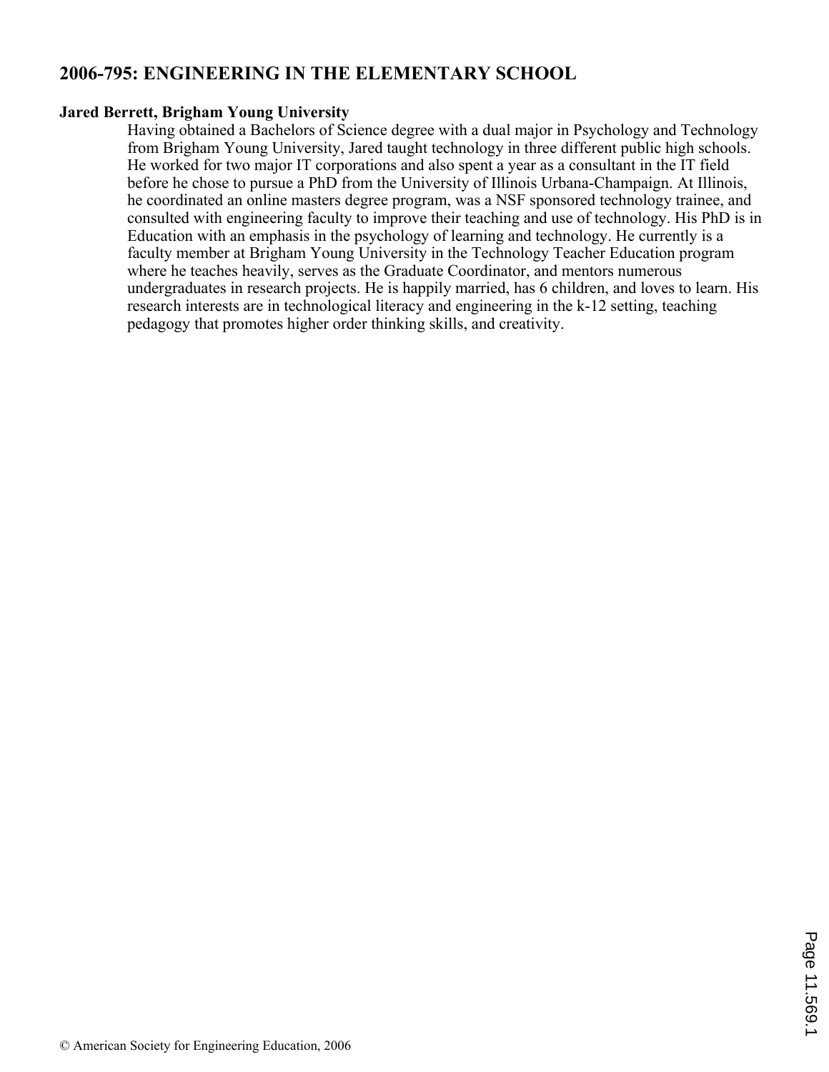## 2006-795: ENGINEERING IN THE ELEMENTARY SCHOOL

**Jared Berrett, Brigham Young University**

Having obtained a Bachelors of Science degree with a dual major in Psychology and Technology from Brigham Young University, Jared taught technology in three different public high schools. He worked for two major IT corporations and also spent a year as a consultant in the IT field before he chose to pursue a PhD from the University of Illinois Urbana-Champaign. At Illinois, he coordinated an online masters degree program, was a NSF sponsored technology trainee, and consulted with engineering faculty to improve their teaching and use of technology. His PhD is in Education with an emphasis in the psychology of learning and technology. He currently is a faculty member at Brigham Young University in the Technology Teacher Education program where he teaches heavily, serves as the Graduate Coordinator, and mentors numerous undergraduates in research projects. He is happily married, has 6 children, and loves to learn. His research interests are in technological literacy and engineering in the k-12 setting, teaching pedagogy that promotes higher order thinking skills, and creativity.

© American Society for Engineering Education, 2006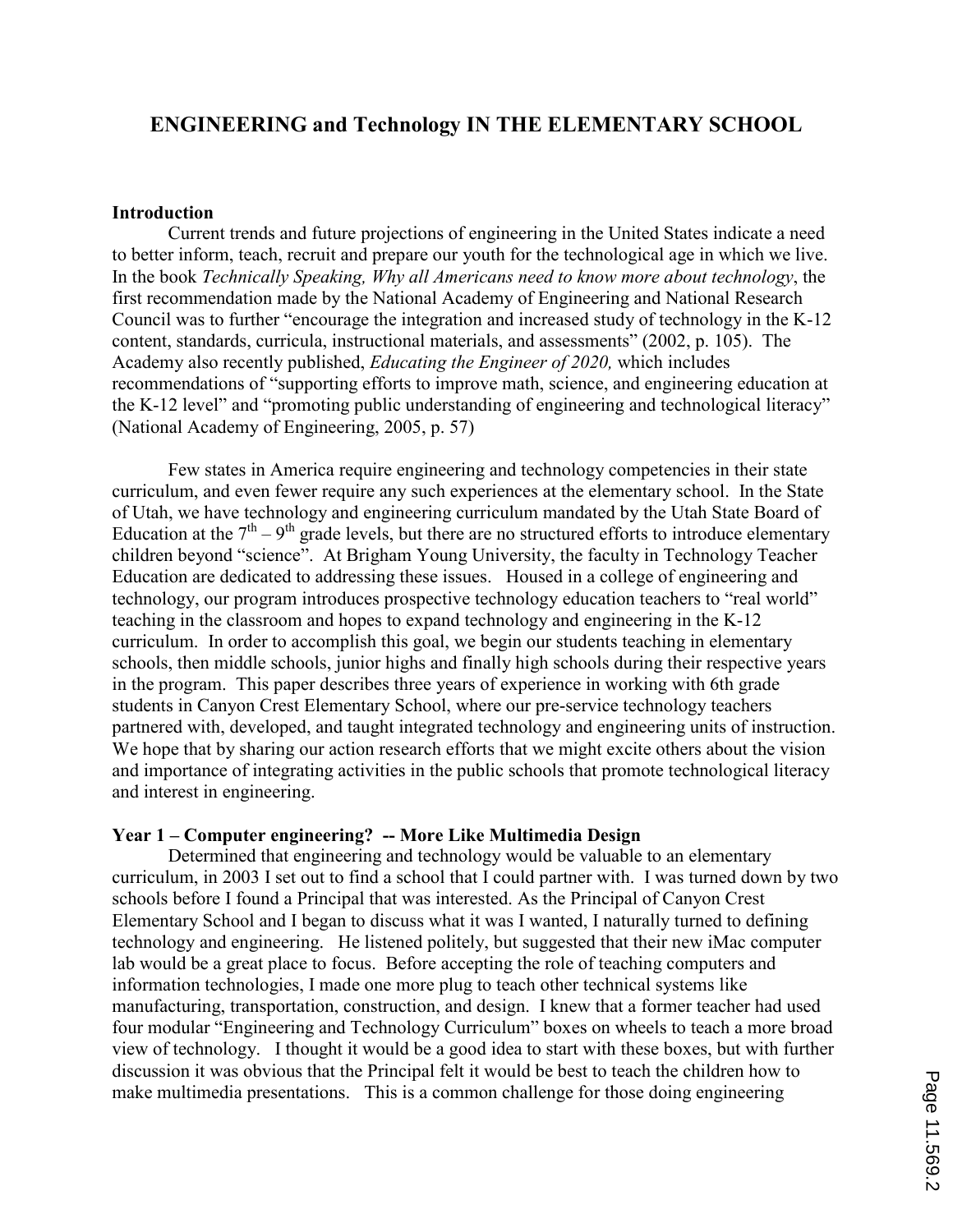# ENGINEERING and Technology IN THE ELEMENTARY SCHOOL

**Introduction**

Current trends and future projections of engineering in the United States indicate a need to better inform, teach, recruit and prepare our youth for the technological age in which we live. In the book *Technically Speaking, Why all Americans need to know more about technology*, the first recommendation made by the National Academy of Engineering and National Research Council was to further "encourage the integration and increased study of technology in the K-12 content, standards, curricula, instructional materials, and assessments" (2002, p. 105). The Academy also recently published, *Educating the Engineer of 2020,* which includes recommendations of "supporting efforts to improve math, science, and engineering education at the K-12 level" and "promoting public understanding of engineering and technological literacy" (National Academy of Engineering, 2005, p. 57)

Few states in America require engineering and technology competencies in their state curriculum, and even fewer require any such experiences at the elementary school. In the State of Utah, we have technology and engineering curriculum mandated by the Utah State Board of Education at the 7th – 9th grade levels, but there are no structured efforts to introduce elementary children beyond "science". At Brigham Young University, the faculty in Technology Teacher Education are dedicated to addressing these issues. Housed in a college of engineering and technology, our program introduces prospective technology education teachers to "real world" teaching in the classroom and hopes to expand technology and engineering in the K-12 curriculum. In order to accomplish this goal, we begin our students teaching in elementary schools, then middle schools, junior highs and finally high schools during their respective years in the program. This paper describes three years of experience in working with 6th grade students in Canyon Crest Elementary School, where our pre-service technology teachers partnered with, developed, and taught integrated technology and engineering units of instruction. We hope that by sharing our action research efforts that we might excite others about the vision and importance of integrating activities in the public schools that promote technological literacy and interest in engineering.

**Year 1 – Computer engineering? -- More Like Multimedia Design**

Determined that engineering and technology would be valuable to an elementary curriculum, in 2003 I set out to find a school that I could partner with. I was turned down by two schools before I found a Principal that was interested. As the Principal of Canyon Crest Elementary School and I began to discuss what it was I wanted, I naturally turned to defining technology and engineering. He listened politely, but suggested that their new iMac computer lab would be a great place to focus. Before accepting the role of teaching computers and information technologies, I made one more plug to teach other technical systems like manufacturing, transportation, construction, and design. I knew that a former teacher had used four modular "Engineering and Technology Curriculum" boxes on wheels to teach a more broad view of technology. I thought it would be a good idea to start with these boxes, but with further discussion it was obvious that the Principal felt it would be best to teach the children how to make multimedia presentations. This is a common challenge for those doing engineering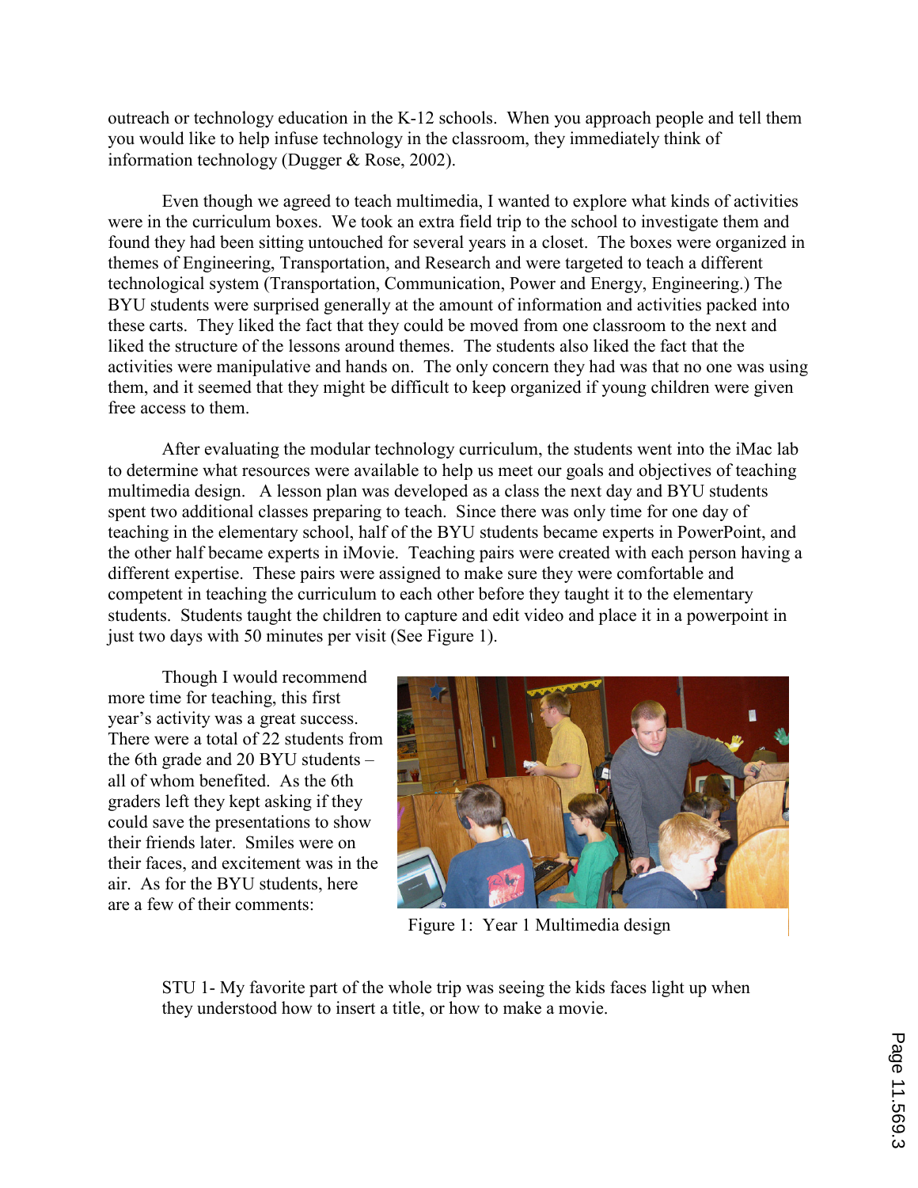outreach or technology education in the K-12 schools. When you approach people and tell them you would like to help infuse technology in the classroom, they immediately think of information technology (Dugger & Rose, 2002).

Even though we agreed to teach multimedia, I wanted to explore what kinds of activities were in the curriculum boxes. We took an extra field trip to the school to investigate them and found they had been sitting untouched for several years in a closet. The boxes were organized in themes of Engineering, Transportation, and Research and were targeted to teach a different technological system (Transportation, Communication, Power and Energy, Engineering.) The BYU students were surprised generally at the amount of information and activities packed into these carts. They liked the fact that they could be moved from one classroom to the next and liked the structure of the lessons around themes. The students also liked the fact that the activities were manipulative and hands on. The only concern they had was that no one was using them, and it seemed that they might be difficult to keep organized if young children were given free access to them.

After evaluating the modular technology curriculum, the students went into the iMac lab to determine what resources were available to help us meet our goals and objectives of teaching multimedia design. A lesson plan was developed as a class the next day and BYU students spent two additional classes preparing to teach. Since there was only time for one day of teaching in the elementary school, half of the BYU students became experts in PowerPoint, and the other half became experts in iMovie. Teaching pairs were created with each person having a different expertise. These pairs were assigned to make sure they were comfortable and competent in teaching the curriculum to each other before they taught it to the elementary students. Students taught the children to capture and edit video and place it in a powerpoint in just two days with 50 minutes per visit (See Figure 1).

Though I would recommend more time for teaching, this first year's activity was a great success. There were a total of 22 students from the 6th grade and 20 BYU students – all of whom benefited. As the 6th graders left they kept asking if they could save the presentations to show their friends later. Smiles were on their faces, and excitement was in the air. As for the BYU students, here are a few of their comments:

Figure 1: Year 1 Multimedia design

> STU 1- My favorite part of the whole trip was seeing the kids faces light up when they understood how to insert a title, or how to make a movie.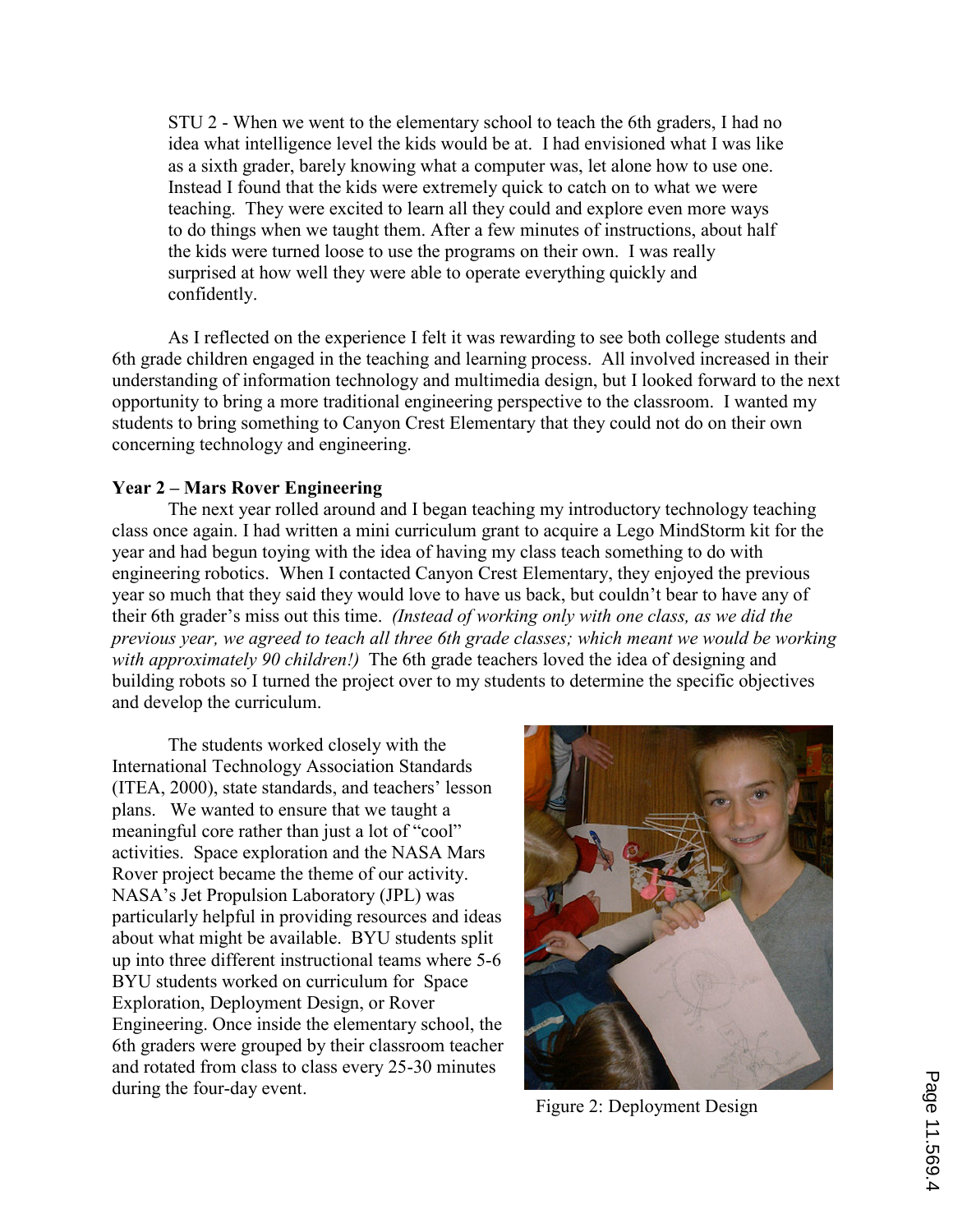STU 2 - When we went to the elementary school to teach the 6th graders, I had no idea what intelligence level the kids would be at. I had envisioned what I was like as a sixth grader, barely knowing what a computer was, let alone how to use one. Instead I found that the kids were extremely quick to catch on to what we were teaching. They were excited to learn all they could and explore even more ways to do things when we taught them. After a few minutes of instructions, about half the kids were turned loose to use the programs on their own. I was really surprised at how well they were able to operate everything quickly and confidently.

As I reflected on the experience I felt it was rewarding to see both college students and 6th grade children engaged in the teaching and learning process. All involved increased in their understanding of information technology and multimedia design, but I looked forward to the next opportunity to bring a more traditional engineering perspective to the classroom. I wanted my students to bring something to Canyon Crest Elementary that they could not do on their own concerning technology and engineering.

**Year 2 – Mars Rover Engineering**

The next year rolled around and I began teaching my introductory technology teaching class once again. I had written a mini curriculum grant to acquire a Lego MindStorm kit for the year and had begun toying with the idea of having my class teach something to do with engineering robotics. When I contacted Canyon Crest Elementary, they enjoyed the previous year so much that they said they would love to have us back, but couldn't bear to have any of their 6th grader's miss out this time. *(Instead of working only with one class, as we did the previous year, we agreed to teach all three 6th grade classes; which meant we would be working with approximately 90 children!)* The 6th grade teachers loved the idea of designing and building robots so I turned the project over to my students to determine the specific objectives and develop the curriculum.

The students worked closely with the International Technology Association Standards (ITEA, 2000), state standards, and teachers' lesson plans. We wanted to ensure that we taught a meaningful core rather than just a lot of "cool" activities. Space exploration and the NASA Mars Rover project became the theme of our activity. NASA's Jet Propulsion Laboratory (JPL) was particularly helpful in providing resources and ideas about what might be available. BYU students split up into three different instructional teams where 5-6 BYU students worked on curriculum for Space Exploration, Deployment Design, or Rover Engineering. Once inside the elementary school, the 6th graders were grouped by their classroom teacher and rotated from class to class every 25-30 minutes during the four-day event.

Figure 2: Deployment Design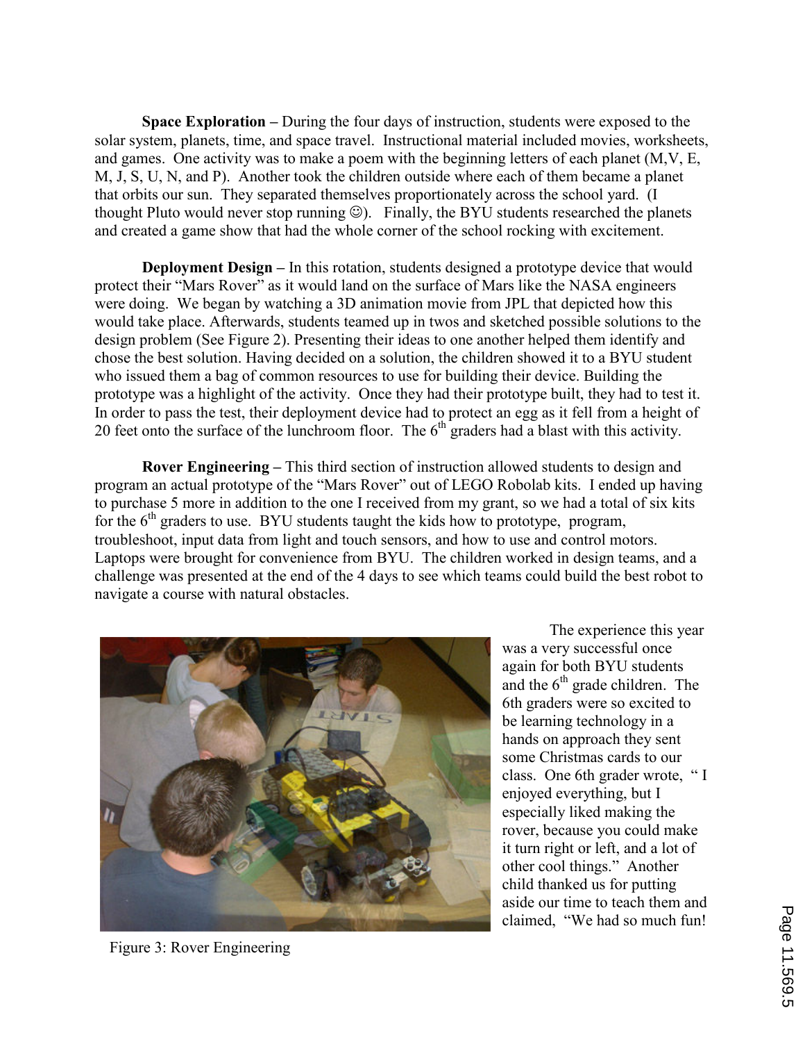**Space Exploration –** During the four days of instruction, students were exposed to the solar system, planets, time, and space travel. Instructional material included movies, worksheets, and games. One activity was to make a poem with the beginning letters of each planet (M,V, E, M, J, S, U, N, and P). Another took the children outside where each of them became a planet that orbits our sun. They separated themselves proportionately across the school yard. (I thought Pluto would never stop running ☺). Finally, the BYU students researched the planets and created a game show that had the whole corner of the school rocking with excitement.

**Deployment Design –** In this rotation, students designed a prototype device that would protect their "Mars Rover" as it would land on the surface of Mars like the NASA engineers were doing. We began by watching a 3D animation movie from JPL that depicted how this would take place. Afterwards, students teamed up in twos and sketched possible solutions to the design problem (See Figure 2). Presenting their ideas to one another helped them identify and chose the best solution. Having decided on a solution, the children showed it to a BYU student who issued them a bag of common resources to use for building their device. Building the prototype was a highlight of the activity. Once they had their prototype built, they had to test it. In order to pass the test, their deployment device had to protect an egg as it fell from a height of 20 feet onto the surface of the lunchroom floor. The 6th graders had a blast with this activity.

**Rover Engineering –** This third section of instruction allowed students to design and program an actual prototype of the "Mars Rover" out of LEGO Robolab kits. I ended up having to purchase 5 more in addition to the one I received from my grant, so we had a total of six kits for the 6th graders to use. BYU students taught the kids how to prototype, program, troubleshoot, input data from light and touch sensors, and how to use and control motors. Laptops were brought for convenience from BYU. The children worked in design teams, and a challenge was presented at the end of the 4 days to see which teams could build the best robot to navigate a course with natural obstacles.

Figure 3: Rover Engineering

The experience this year was a very successful once again for both BYU students and the 6th grade children. The 6th graders were so excited to be learning technology in a hands on approach they sent some Christmas cards to our class. One 6th grader wrote, " I enjoyed everything, but I especially liked making the rover, because you could make it turn right or left, and a lot of other cool things." Another child thanked us for putting aside our time to teach them and claimed, "We had so much fun!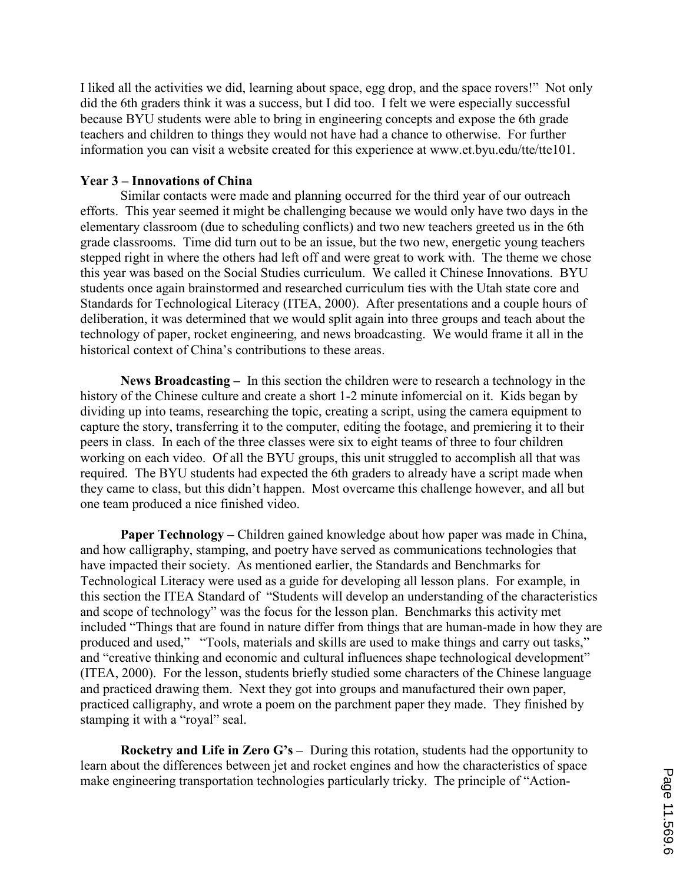I liked all the activities we did, learning about space, egg drop, and the space rovers!" Not only did the 6th graders think it was a success, but I did too. I felt we were especially successful because BYU students were able to bring in engineering concepts and expose the 6th grade teachers and children to things they would not have had a chance to otherwise. For further information you can visit a website created for this experience at www.et.byu.edu/tte/tte101.

**Year 3 – Innovations of China**

Similar contacts were made and planning occurred for the third year of our outreach efforts. This year seemed it might be challenging because we would only have two days in the elementary classroom (due to scheduling conflicts) and two new teachers greeted us in the 6th grade classrooms. Time did turn out to be an issue, but the two new, energetic young teachers stepped right in where the others had left off and were great to work with. The theme we chose this year was based on the Social Studies curriculum. We called it Chinese Innovations. BYU students once again brainstormed and researched curriculum ties with the Utah state core and Standards for Technological Literacy (ITEA, 2000). After presentations and a couple hours of deliberation, it was determined that we would split again into three groups and teach about the technology of paper, rocket engineering, and news broadcasting. We would frame it all in the historical context of China's contributions to these areas.

**News Broadcasting –** In this section the children were to research a technology in the history of the Chinese culture and create a short 1-2 minute infomercial on it. Kids began by dividing up into teams, researching the topic, creating a script, using the camera equipment to capture the story, transferring it to the computer, editing the footage, and premiering it to their peers in class. In each of the three classes were six to eight teams of three to four children working on each video. Of all the BYU groups, this unit struggled to accomplish all that was required. The BYU students had expected the 6th graders to already have a script made when they came to class, but this didn't happen. Most overcame this challenge however, and all but one team produced a nice finished video.

**Paper Technology –** Children gained knowledge about how paper was made in China, and how calligraphy, stamping, and poetry have served as communications technologies that have impacted their society. As mentioned earlier, the Standards and Benchmarks for Technological Literacy were used as a guide for developing all lesson plans. For example, in this section the ITEA Standard of "Students will develop an understanding of the characteristics and scope of technology" was the focus for the lesson plan. Benchmarks this activity met included "Things that are found in nature differ from things that are human-made in how they are produced and used," "Tools, materials and skills are used to make things and carry out tasks," and "creative thinking and economic and cultural influences shape technological development" (ITEA, 2000). For the lesson, students briefly studied some characters of the Chinese language and practiced drawing them. Next they got into groups and manufactured their own paper, practiced calligraphy, and wrote a poem on the parchment paper they made. They finished by stamping it with a "royal" seal.

**Rocketry and Life in Zero G's –** During this rotation, students had the opportunity to learn about the differences between jet and rocket engines and how the characteristics of space make engineering transportation technologies particularly tricky. The principle of "Action-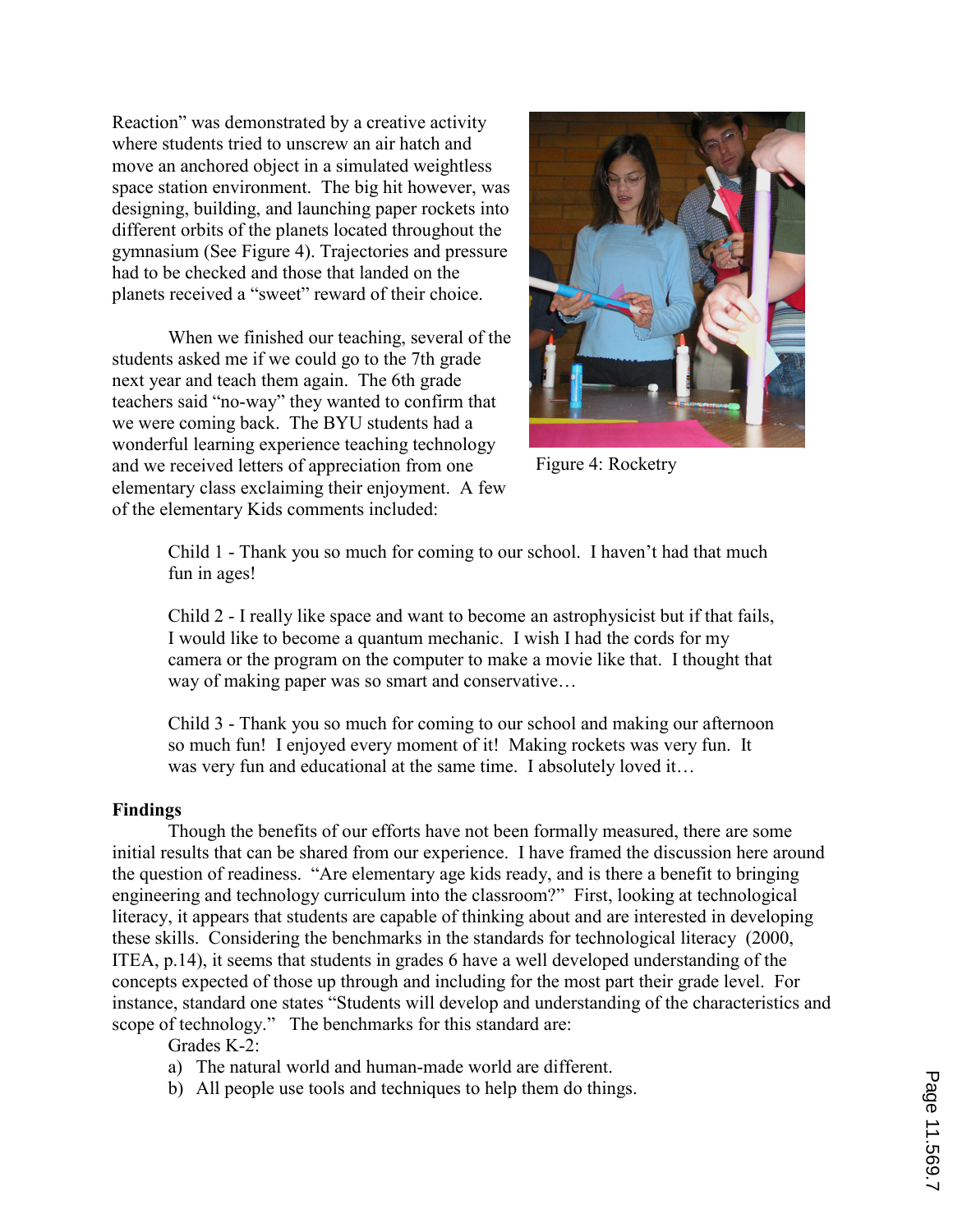Reaction" was demonstrated by a creative activity where students tried to unscrew an air hatch and move an anchored object in a simulated weightless space station environment. The big hit however, was designing, building, and launching paper rockets into different orbits of the planets located throughout the gymnasium (See Figure 4). Trajectories and pressure had to be checked and those that landed on the planets received a "sweet" reward of their choice.

Figure 4: Rocketry

When we finished our teaching, several of the students asked me if we could go to the 7th grade next year and teach them again. The 6th grade teachers said "no-way" they wanted to confirm that we were coming back. The BYU students had a wonderful learning experience teaching technology and we received letters of appreciation from one elementary class exclaiming their enjoyment. A few of the elementary Kids comments included:

> Child 1 - Thank you so much for coming to our school. I haven't had that much fun in ages!
>
> Child 2 - I really like space and want to become an astrophysicist but if that fails, I would like to become a quantum mechanic. I wish I had the cords for my camera or the program on the computer to make a movie like that. I thought that way of making paper was so smart and conservative…
>
> Child 3 - Thank you so much for coming to our school and making our afternoon so much fun! I enjoyed every moment of it! Making rockets was very fun. It was very fun and educational at the same time. I absolutely loved it…

**Findings**

Though the benefits of our efforts have not been formally measured, there are some initial results that can be shared from our experience. I have framed the discussion here around the question of readiness. "Are elementary age kids ready, and is there a benefit to bringing engineering and technology curriculum into the classroom?" First, looking at technological literacy, it appears that students are capable of thinking about and are interested in developing these skills. Considering the benchmarks in the standards for technological literacy (2000, ITEA, p.14), it seems that students in grades 6 have a well developed understanding of the concepts expected of those up through and including for the most part their grade level. For instance, standard one states "Students will develop and understanding of the characteristics and scope of technology." The benchmarks for this standard are:

Grades K-2:

a) The natural world and human-made world are different.
b) All people use tools and techniques to help them do things.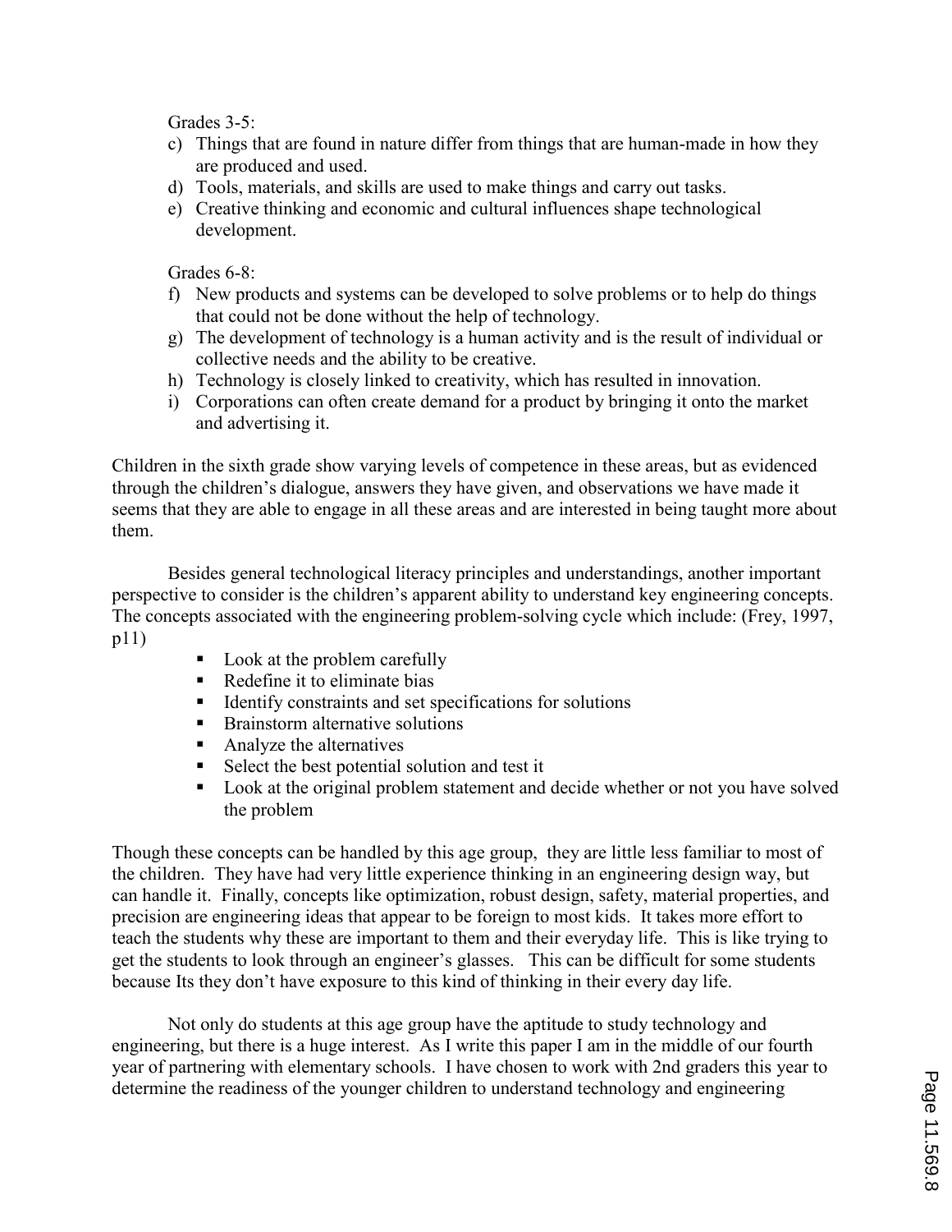Grades 3-5:

c) Things that are found in nature differ from things that are human-made in how they are produced and used.
d) Tools, materials, and skills are used to make things and carry out tasks.
e) Creative thinking and economic and cultural influences shape technological development.

Grades 6-8:

f) New products and systems can be developed to solve problems or to help do things that could not be done without the help of technology.
g) The development of technology is a human activity and is the result of individual or collective needs and the ability to be creative.
h) Technology is closely linked to creativity, which has resulted in innovation.
i) Corporations can often create demand for a product by bringing it onto the market and advertising it.

Children in the sixth grade show varying levels of competence in these areas, but as evidenced through the children's dialogue, answers they have given, and observations we have made it seems that they are able to engage in all these areas and are interested in being taught more about them.

Besides general technological literacy principles and understandings, another important perspective to consider is the children's apparent ability to understand key engineering concepts. The concepts associated with the engineering problem-solving cycle which include: (Frey, 1997, p11)

- Look at the problem carefully
- Redefine it to eliminate bias
- Identify constraints and set specifications for solutions
- Brainstorm alternative solutions
- Analyze the alternatives
- Select the best potential solution and test it
- Look at the original problem statement and decide whether or not you have solved the problem

Though these concepts can be handled by this age group, they are little less familiar to most of the children. They have had very little experience thinking in an engineering design way, but can handle it. Finally, concepts like optimization, robust design, safety, material properties, and precision are engineering ideas that appear to be foreign to most kids. It takes more effort to teach the students why these are important to them and their everyday life. This is like trying to get the students to look through an engineer's glasses. This can be difficult for some students because Its they don't have exposure to this kind of thinking in their every day life.

Not only do students at this age group have the aptitude to study technology and engineering, but there is a huge interest. As I write this paper I am in the middle of our fourth year of partnering with elementary schools. I have chosen to work with 2nd graders this year to determine the readiness of the younger children to understand technology and engineering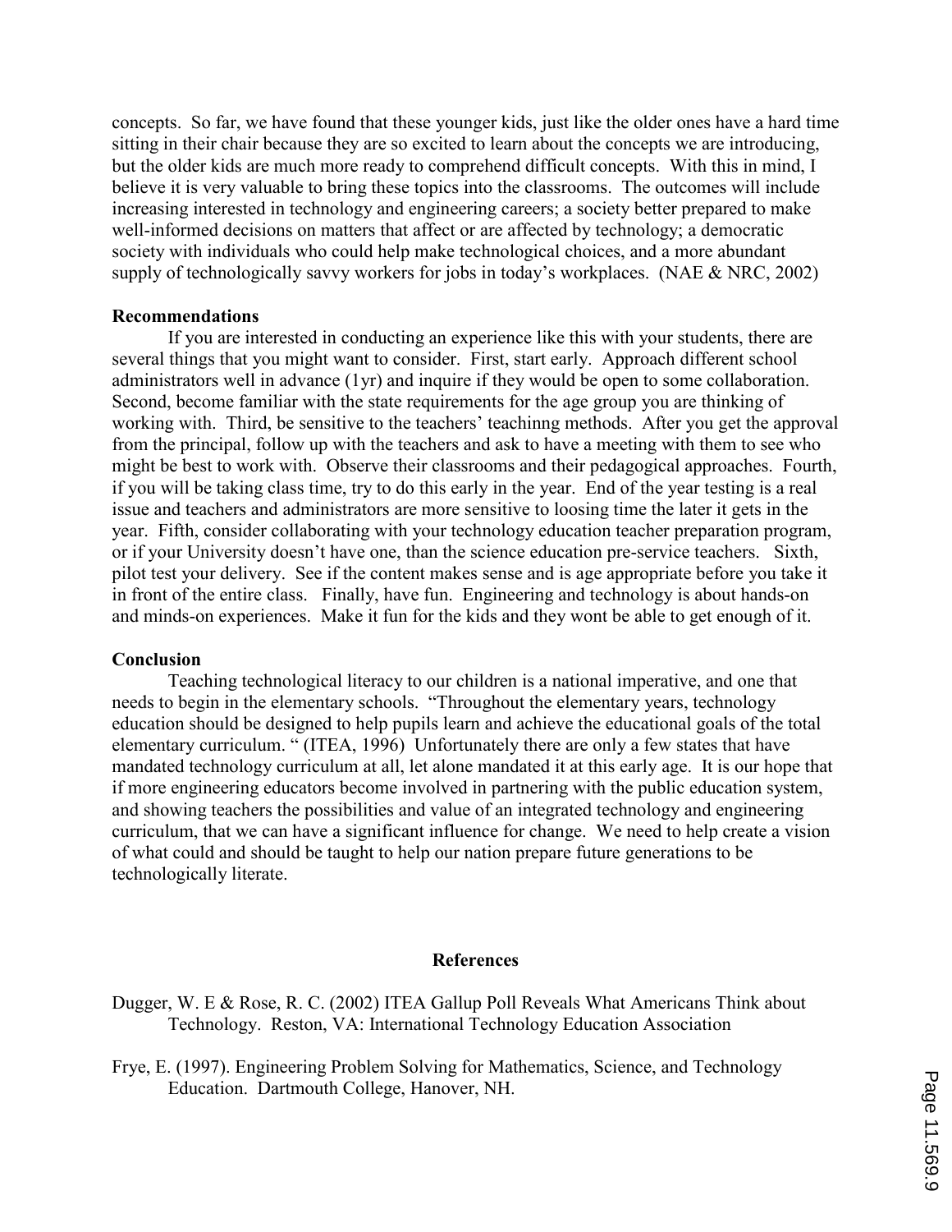concepts. So far, we have found that these younger kids, just like the older ones have a hard time sitting in their chair because they are so excited to learn about the concepts we are introducing, but the older kids are much more ready to comprehend difficult concepts. With this in mind, I believe it is very valuable to bring these topics into the classrooms. The outcomes will include increasing interested in technology and engineering careers; a society better prepared to make well-informed decisions on matters that affect or are affected by technology; a democratic society with individuals who could help make technological choices, and a more abundant supply of technologically savvy workers for jobs in today's workplaces. (NAE & NRC, 2002)

**Recommendations**

If you are interested in conducting an experience like this with your students, there are several things that you might want to consider. First, start early. Approach different school administrators well in advance (1yr) and inquire if they would be open to some collaboration. Second, become familiar with the state requirements for the age group you are thinking of working with. Third, be sensitive to the teachers' teachinng methods. After you get the approval from the principal, follow up with the teachers and ask to have a meeting with them to see who might be best to work with. Observe their classrooms and their pedagogical approaches. Fourth, if you will be taking class time, try to do this early in the year. End of the year testing is a real issue and teachers and administrators are more sensitive to loosing time the later it gets in the year. Fifth, consider collaborating with your technology education teacher preparation program, or if your University doesn't have one, than the science education pre-service teachers. Sixth, pilot test your delivery. See if the content makes sense and is age appropriate before you take it in front of the entire class. Finally, have fun. Engineering and technology is about hands-on and minds-on experiences. Make it fun for the kids and they wont be able to get enough of it.

**Conclusion**

Teaching technological literacy to our children is a national imperative, and one that needs to begin in the elementary schools. "Throughout the elementary years, technology education should be designed to help pupils learn and achieve the educational goals of the total elementary curriculum. " (ITEA, 1996) Unfortunately there are only a few states that have mandated technology curriculum at all, let alone mandated it at this early age. It is our hope that if more engineering educators become involved in partnering with the public education system, and showing teachers the possibilities and value of an integrated technology and engineering curriculum, that we can have a significant influence for change. We need to help create a vision of what could and should be taught to help our nation prepare future generations to be technologically literate.

**References**

Dugger, W. E & Rose, R. C. (2002) ITEA Gallup Poll Reveals What Americans Think about Technology. Reston, VA: International Technology Education Association

Frye, E. (1997). Engineering Problem Solving for Mathematics, Science, and Technology Education. Dartmouth College, Hanover, NH.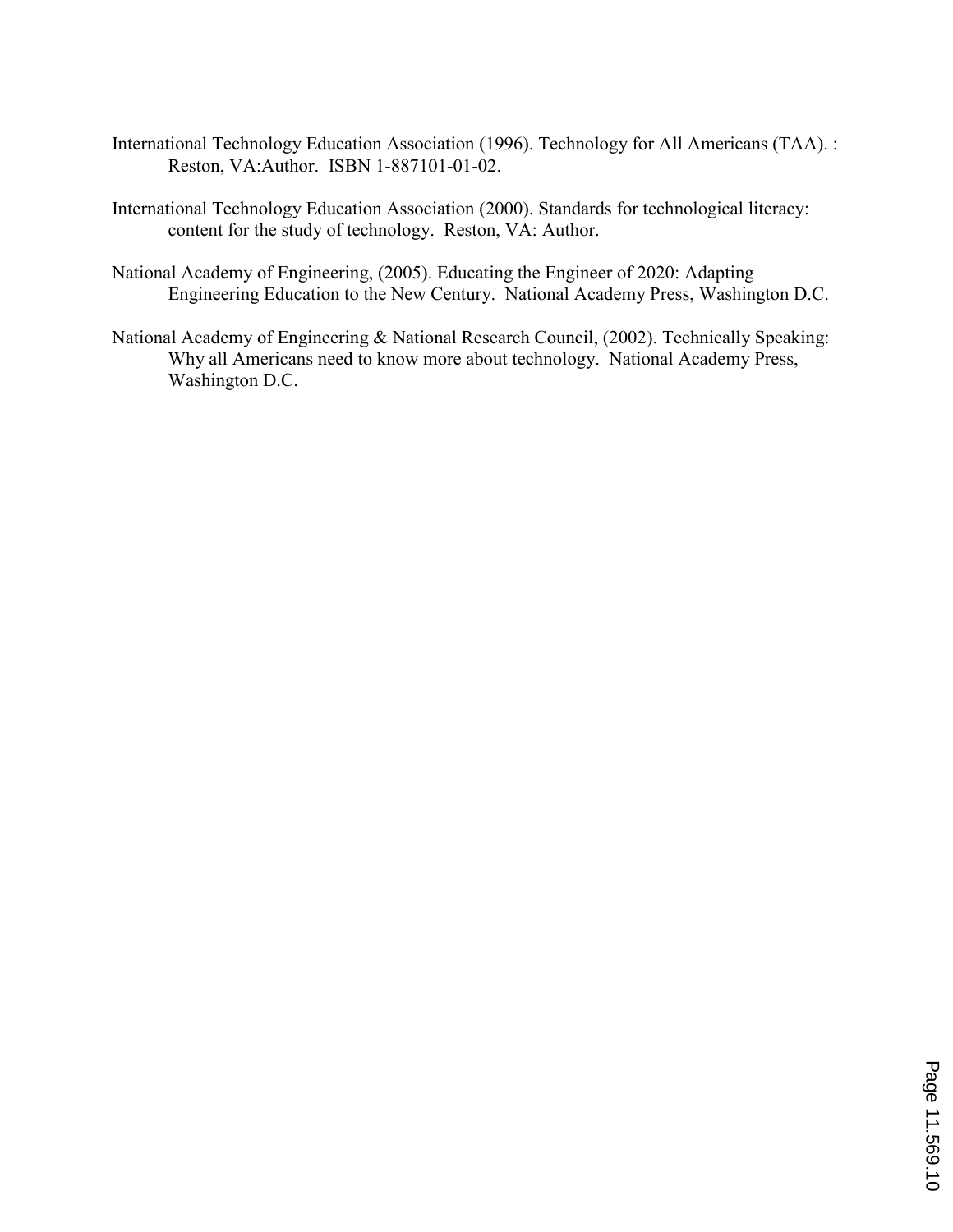International Technology Education Association (1996). Technology for All Americans (TAA). : Reston, VA:Author. ISBN 1-887101-01-02.

International Technology Education Association (2000). Standards for technological literacy: content for the study of technology. Reston, VA: Author.

National Academy of Engineering, (2005). Educating the Engineer of 2020: Adapting Engineering Education to the New Century. National Academy Press, Washington D.C.

National Academy of Engineering & National Research Council, (2002). Technically Speaking: Why all Americans need to know more about technology. National Academy Press, Washington D.C.